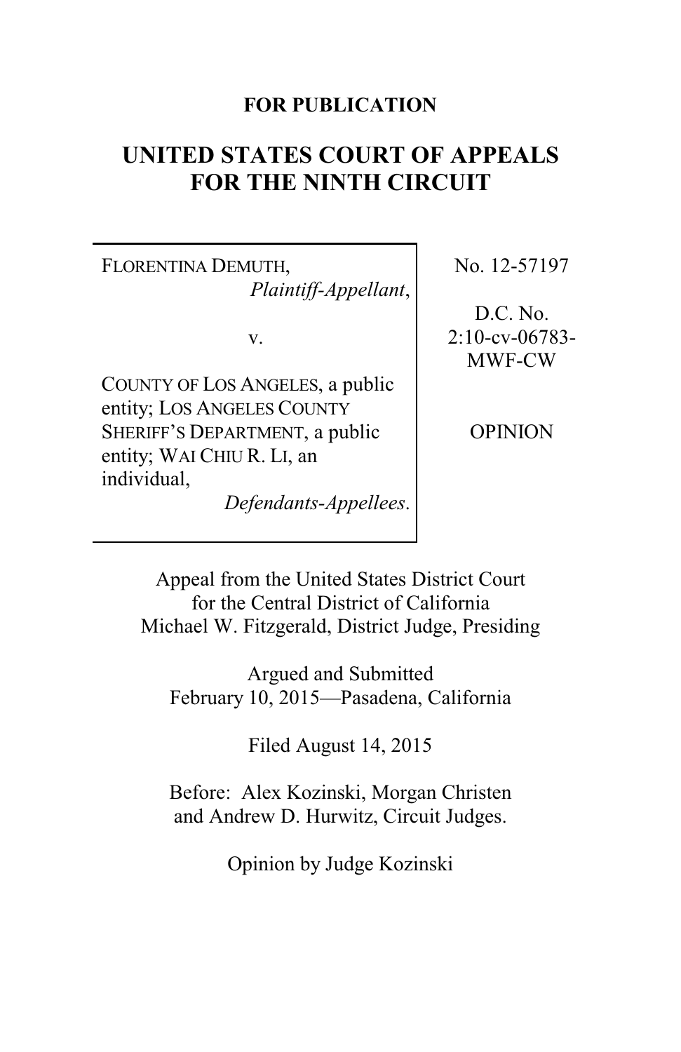**FOR PUBLICATION**

# UNITED STATES COURT OF APPEALS FOR THE NINTH CIRCUIT

FLORENTINA DEMUTH,
*Plaintiff-Appellant*,

v.

COUNTY OF LOS ANGELES, a public entity; LOS ANGELES COUNTY SHERIFF'S DEPARTMENT, a public entity; WAI CHIU R. LI, an individual,
*Defendants-Appellees*.

No. 12-57197

D.C. No. 2:10-cv-06783-MWF-CW

OPINION

Appeal from the United States District Court for the Central District of California
Michael W. Fitzgerald, District Judge, Presiding

Argued and Submitted
February 10, 2015—Pasadena, California

Filed August 14, 2015

Before: Alex Kozinski, Morgan Christen and Andrew D. Hurwitz, Circuit Judges.

Opinion by Judge Kozinski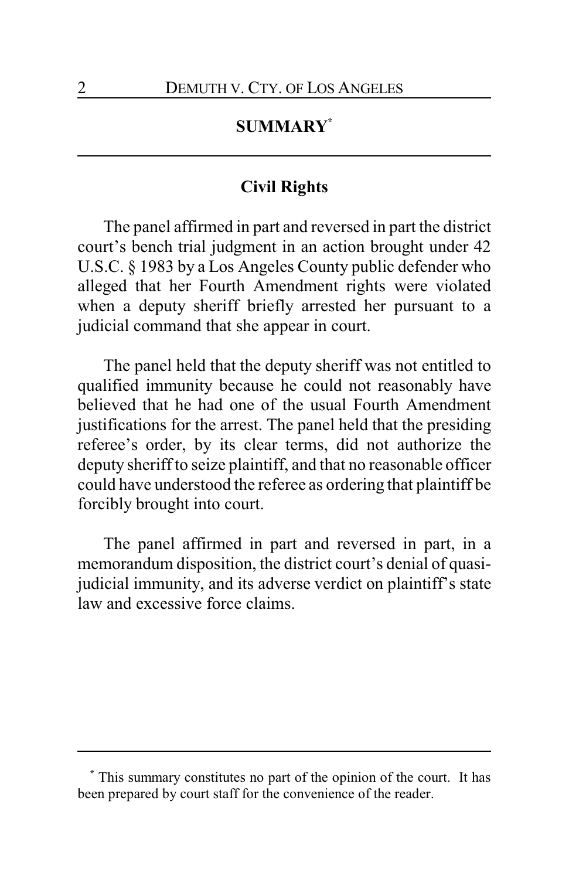## SUMMARY[*]

### Civil Rights

The panel affirmed in part and reversed in part the district court's bench trial judgment in an action brought under 42 U.S.C. § 1983 by a Los Angeles County public defender who alleged that her Fourth Amendment rights were violated when a deputy sheriff briefly arrested her pursuant to a judicial command that she appear in court.

The panel held that the deputy sheriff was not entitled to qualified immunity because he could not reasonably have believed that he had one of the usual Fourth Amendment justifications for the arrest. The panel held that the presiding referee's order, by its clear terms, did not authorize the deputy sheriff to seize plaintiff, and that no reasonable officer could have understood the referee as ordering that plaintiff be forcibly brought into court.

The panel affirmed in part and reversed in part, in a memorandum disposition, the district court's denial of quasi-judicial immunity, and its adverse verdict on plaintiff's state law and excessive force claims.

---

[*] This summary constitutes no part of the opinion of the court. It has been prepared by court staff for the convenience of the reader.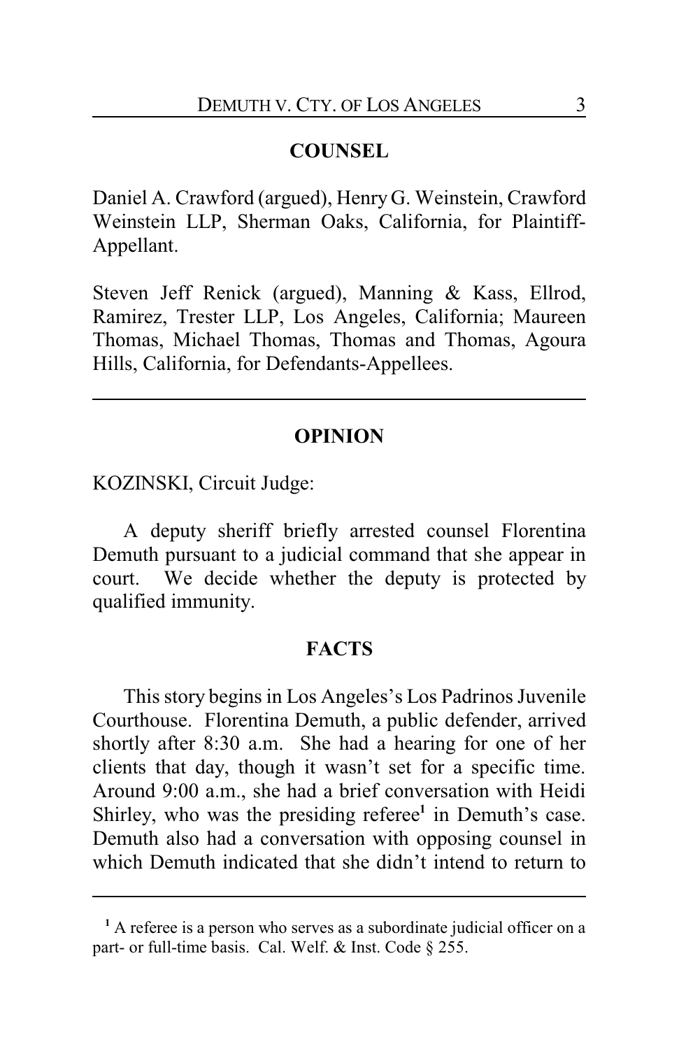## COUNSEL

Daniel A. Crawford (argued), Henry G. Weinstein, Crawford Weinstein LLP, Sherman Oaks, California, for Plaintiff-Appellant.

Steven Jeff Renick (argued), Manning & Kass, Ellrod, Ramirez, Trester LLP, Los Angeles, California; Maureen Thomas, Michael Thomas, Thomas and Thomas, Agoura Hills, California, for Defendants-Appellees.

---

## OPINION

KOZINSKI, Circuit Judge:

A deputy sheriff briefly arrested counsel Florentina Demuth pursuant to a judicial command that she appear in court. We decide whether the deputy is protected by qualified immunity.

## FACTS

This story begins in Los Angeles's Los Padrinos Juvenile Courthouse. Florentina Demuth, a public defender, arrived shortly after 8:30 a.m. She had a hearing for one of her clients that day, though it wasn't set for a specific time. Around 9:00 a.m., she had a brief conversation with Heidi Shirley, who was the presiding referee[1] in Demuth's case. Demuth also had a conversation with opposing counsel in which Demuth indicated that she didn't intend to return to

---

[1] A referee is a person who serves as a subordinate judicial officer on a part- or full-time basis. Cal. Welf. & Inst. Code § 255.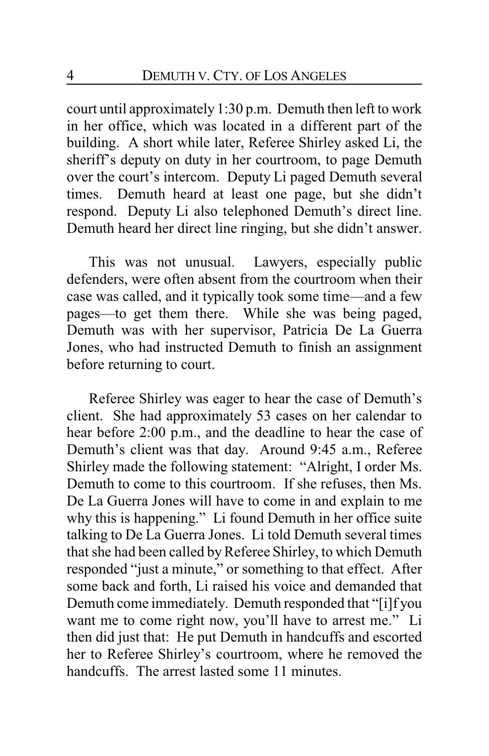court until approximately 1:30 p.m. Demuth then left to work in her office, which was located in a different part of the building. A short while later, Referee Shirley asked Li, the sheriff's deputy on duty in her courtroom, to page Demuth over the court's intercom. Deputy Li paged Demuth several times. Demuth heard at least one page, but she didn't respond. Deputy Li also telephoned Demuth's direct line. Demuth heard her direct line ringing, but she didn't answer.

This was not unusual. Lawyers, especially public defenders, were often absent from the courtroom when their case was called, and it typically took some time—and a few pages—to get them there. While she was being paged, Demuth was with her supervisor, Patricia De La Guerra Jones, who had instructed Demuth to finish an assignment before returning to court.

Referee Shirley was eager to hear the case of Demuth's client. She had approximately 53 cases on her calendar to hear before 2:00 p.m., and the deadline to hear the case of Demuth's client was that day. Around 9:45 a.m., Referee Shirley made the following statement: "Alright, I order Ms. Demuth to come to this courtroom. If she refuses, then Ms. De La Guerra Jones will have to come in and explain to me why this is happening." Li found Demuth in her office suite talking to De La Guerra Jones. Li told Demuth several times that she had been called by Referee Shirley, to which Demuth responded "just a minute," or something to that effect. After some back and forth, Li raised his voice and demanded that Demuth come immediately. Demuth responded that "[i]f you want me to come right now, you'll have to arrest me." Li then did just that: He put Demuth in handcuffs and escorted her to Referee Shirley's courtroom, where he removed the handcuffs. The arrest lasted some 11 minutes.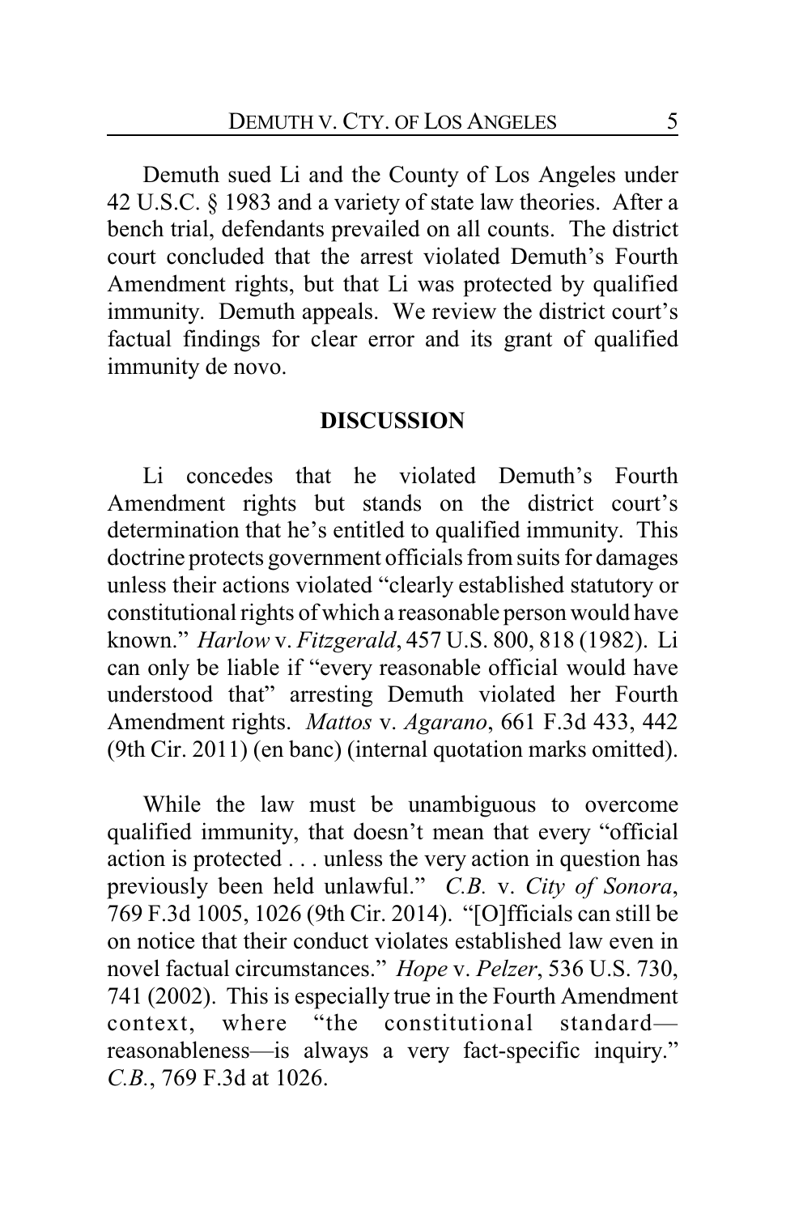Demuth sued Li and the County of Los Angeles under 42 U.S.C. § 1983 and a variety of state law theories. After a bench trial, defendants prevailed on all counts. The district court concluded that the arrest violated Demuth's Fourth Amendment rights, but that Li was protected by qualified immunity. Demuth appeals. We review the district court's factual findings for clear error and its grant of qualified immunity de novo.

## DISCUSSION

Li concedes that he violated Demuth's Fourth Amendment rights but stands on the district court's determination that he's entitled to qualified immunity. This doctrine protects government officials from suits for damages unless their actions violated "clearly established statutory or constitutional rights of which a reasonable person would have known." *Harlow* v. *Fitzgerald*, 457 U.S. 800, 818 (1982). Li can only be liable if "every reasonable official would have understood that" arresting Demuth violated her Fourth Amendment rights. *Mattos* v. *Agarano*, 661 F.3d 433, 442 (9th Cir. 2011) (en banc) (internal quotation marks omitted).

While the law must be unambiguous to overcome qualified immunity, that doesn't mean that every "official action is protected . . . unless the very action in question has previously been held unlawful." *C.B.* v. *City of Sonora*, 769 F.3d 1005, 1026 (9th Cir. 2014). "[O]fficials can still be on notice that their conduct violates established law even in novel factual circumstances." *Hope* v. *Pelzer*, 536 U.S. 730, 741 (2002). This is especially true in the Fourth Amendment context, where "the constitutional standard—reasonableness—is always a very fact-specific inquiry." *C.B.*, 769 F.3d at 1026.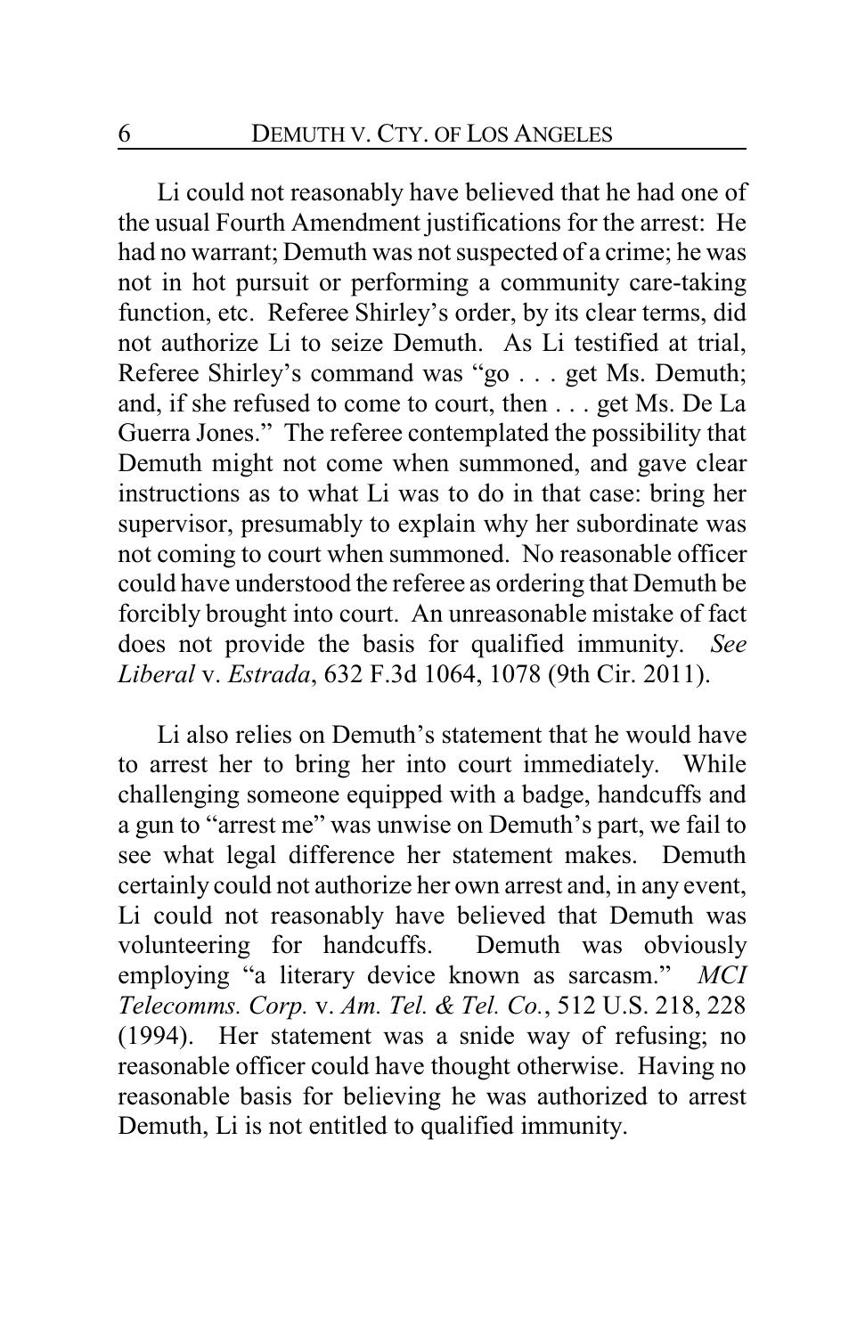Li could not reasonably have believed that he had one of the usual Fourth Amendment justifications for the arrest: He had no warrant; Demuth was not suspected of a crime; he was not in hot pursuit or performing a community care-taking function, etc. Referee Shirley's order, by its clear terms, did not authorize Li to seize Demuth. As Li testified at trial, Referee Shirley's command was "go . . . get Ms. Demuth; and, if she refused to come to court, then . . . get Ms. De La Guerra Jones." The referee contemplated the possibility that Demuth might not come when summoned, and gave clear instructions as to what Li was to do in that case: bring her supervisor, presumably to explain why her subordinate was not coming to court when summoned. No reasonable officer could have understood the referee as ordering that Demuth be forcibly brought into court. An unreasonable mistake of fact does not provide the basis for qualified immunity. *See Liberal* v. *Estrada*, 632 F.3d 1064, 1078 (9th Cir. 2011).

Li also relies on Demuth's statement that he would have to arrest her to bring her into court immediately. While challenging someone equipped with a badge, handcuffs and a gun to "arrest me" was unwise on Demuth's part, we fail to see what legal difference her statement makes. Demuth certainly could not authorize her own arrest and, in any event, Li could not reasonably have believed that Demuth was volunteering for handcuffs. Demuth was obviously employing "a literary device known as sarcasm." *MCI Telecomms. Corp.* v. *Am. Tel. & Tel. Co.*, 512 U.S. 218, 228 (1994). Her statement was a snide way of refusing; no reasonable officer could have thought otherwise. Having no reasonable basis for believing he was authorized to arrest Demuth, Li is not entitled to qualified immunity.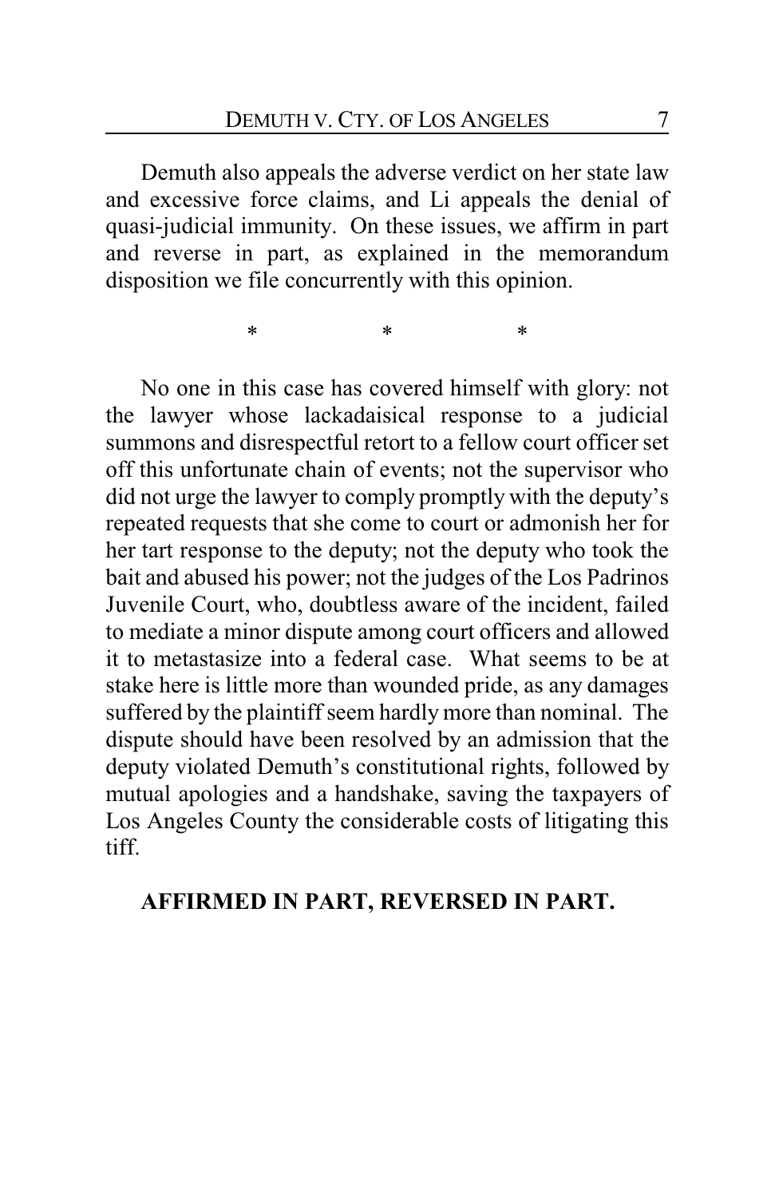Demuth also appeals the adverse verdict on her state law and excessive force claims, and Li appeals the denial of quasi-judicial immunity. On these issues, we affirm in part and reverse in part, as explained in the memorandum disposition we file concurrently with this opinion.

\* \* \*

No one in this case has covered himself with glory: not the lawyer whose lackadaisical response to a judicial summons and disrespectful retort to a fellow court officer set off this unfortunate chain of events; not the supervisor who did not urge the lawyer to comply promptly with the deputy's repeated requests that she come to court or admonish her for her tart response to the deputy; not the deputy who took the bait and abused his power; not the judges of the Los Padrinos Juvenile Court, who, doubtless aware of the incident, failed to mediate a minor dispute among court officers and allowed it to metastasize into a federal case. What seems to be at stake here is little more than wounded pride, as any damages suffered by the plaintiff seem hardly more than nominal. The dispute should have been resolved by an admission that the deputy violated Demuth's constitutional rights, followed by mutual apologies and a handshake, saving the taxpayers of Los Angeles County the considerable costs of litigating this tiff.

**AFFIRMED IN PART, REVERSED IN PART.**